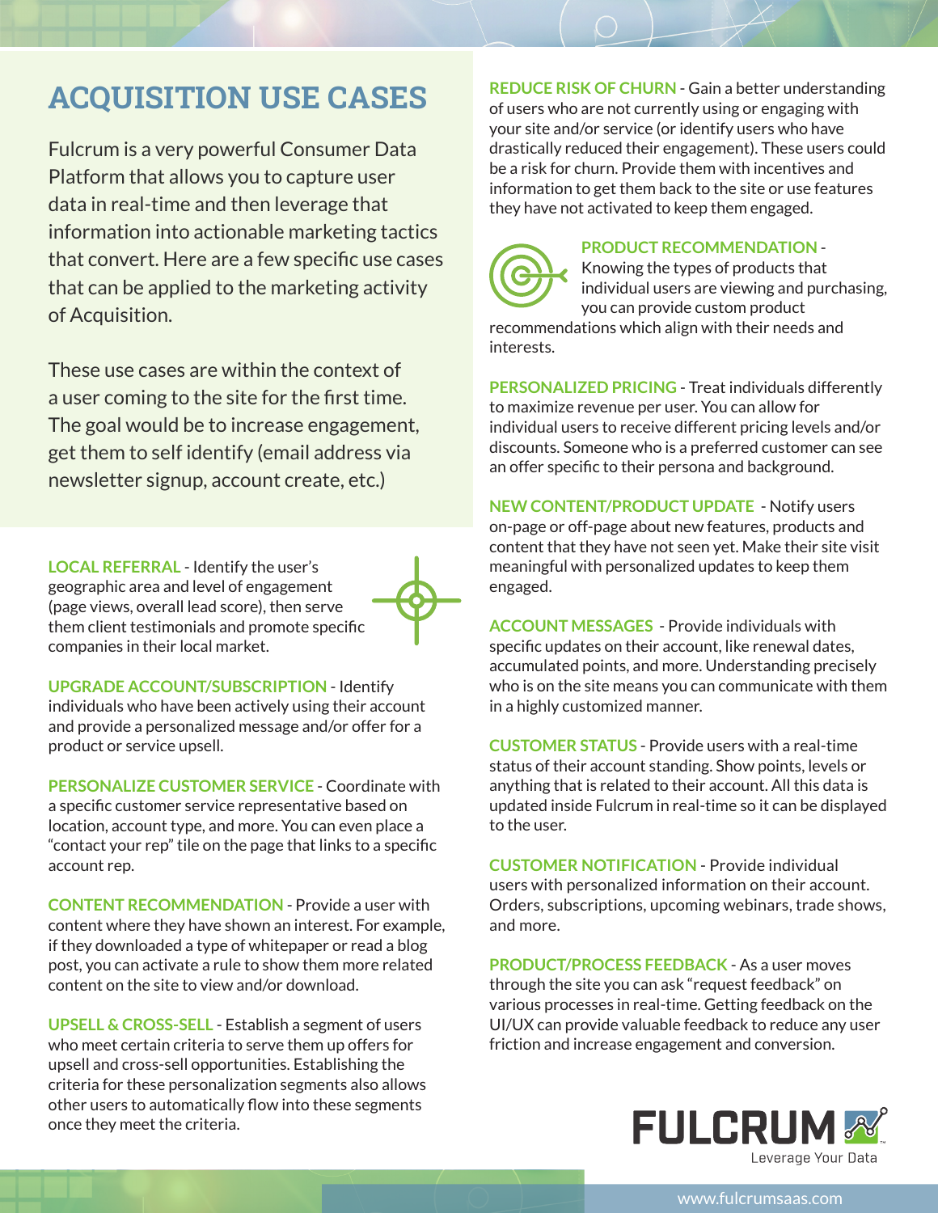# ACQUISITION USE CASES

Fulcrum is a very powerful Consumer Data Platform that allows you to capture user data in real-time and then leverage that information into actionable marketing tactics that convert. Here are a few specific use cases that can be applied to the marketing activity of Acquisition.

These use cases are within the context of a user coming to the site for the first time. The goal would be to increase engagement, get them to self identify (email address via newsletter signup, account create, etc.)

**LOCAL REFERRAL** - Identify the user's geographic area and level of engagement (page views, overall lead score), then serve them client testimonials and promote specific companies in their local market.

**UPGRADE ACCOUNT/SUBSCRIPTION** - Identify individuals who have been actively using their account and provide a personalized message and/or offer for a product or service upsell.

**PERSONALIZE CUSTOMER SERVICE** - Coordinate with a specific customer service representative based on location, account type, and more. You can even place a "contact your rep" tile on the page that links to a specific account rep.

**CONTENT RECOMMENDATION** - Provide a user with content where they have shown an interest. For example, if they downloaded a type of whitepaper or read a blog post, you can activate a rule to show them more related content on the site to view and/or download.

**UPSELL & CROSS-SELL** - Establish a segment of users who meet certain criteria to serve them up offers for upsell and cross-sell opportunities. Establishing the criteria for these personalization segments also allows other users to automatically flow into these segments once they meet the criteria.

**REDUCE RISK OF CHURN** - Gain a better understanding of users who are not currently using or engaging with your site and/or service (or identify users who have drastically reduced their engagement). These users could be a risk for churn. Provide them with incentives and information to get them back to the site or use features they have not activated to keep them engaged.

**PRODUCT RECOMMENDATION** - Knowing the types of products that individual users are viewing and purchasing, you can provide custom product recommendations which align with their needs and interests.

**PERSONALIZED PRICING** - Treat individuals differently to maximize revenue per user. You can allow for individual users to receive different pricing levels and/or discounts. Someone who is a preferred customer can see an offer specific to their persona and background.

**NEW CONTENT/PRODUCT UPDATE** - Notify users on-page or off-page about new features, products and content that they have not seen yet. Make their site visit meaningful with personalized updates to keep them engaged.

**ACCOUNT MESSAGES** - Provide individuals with specific updates on their account, like renewal dates, accumulated points, and more. Understanding precisely who is on the site means you can communicate with them in a highly customized manner.

**CUSTOMER STATUS** - Provide users with a real-time status of their account standing. Show points, levels or anything that is related to their account. All this data is updated inside Fulcrum in real-time so it can be displayed to the user.

**CUSTOMER NOTIFICATION** - Provide individual users with personalized information on their account. Orders, subscriptions, upcoming webinars, trade shows, and more.

**PRODUCT/PROCESS FEEDBACK** - As a user moves through the site you can ask "request feedback" on various processes in real-time. Getting feedback on the UI/UX can provide valuable feedback to reduce any user friction and increase engagement and conversion.

FULCRUM™ Leverage Your Data

www.fulcrumsaas.com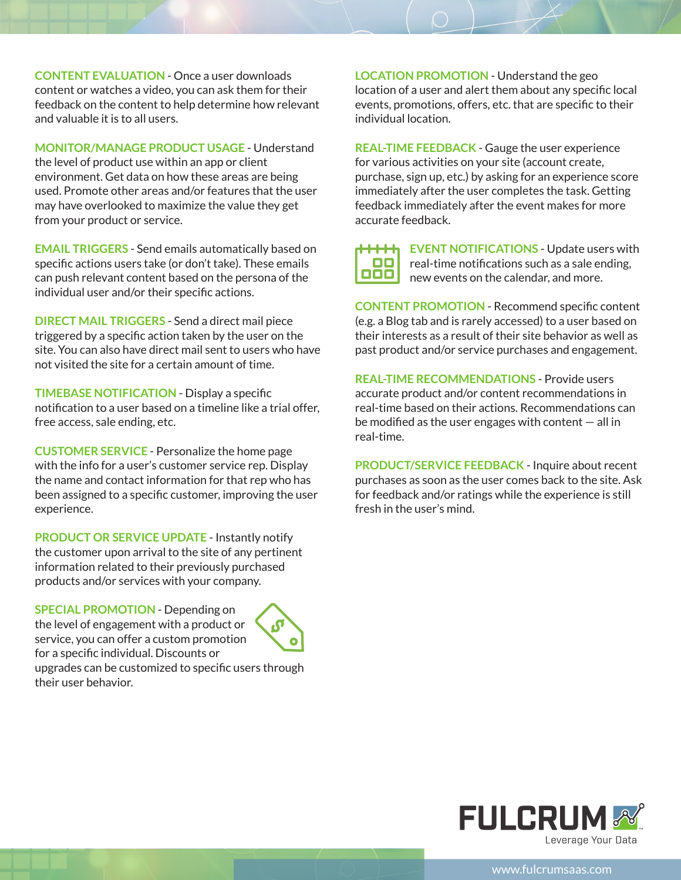**CONTENT EVALUATION** - Once a user downloads content or watches a video, you can ask them for their feedback on the content to help determine how relevant and valuable it is to all users.

**MONITOR/MANAGE PRODUCT USAGE** - Understand the level of product use within an app or client environment. Get data on how these areas are being used. Promote other areas and/or features that the user may have overlooked to maximize the value they get from your product or service.

**EMAIL TRIGGERS** - Send emails automatically based on specific actions users take (or don't take). These emails can push relevant content based on the persona of the individual user and/or their specific actions.

**DIRECT MAIL TRIGGERS** - Send a direct mail piece triggered by a specific action taken by the user on the site. You can also have direct mail sent to users who have not visited the site for a certain amount of time.

**TIMEBASE NOTIFICATION** - Display a specific notification to a user based on a timeline like a trial offer, free access, sale ending, etc.

**CUSTOMER SERVICE** - Personalize the home page with the info for a user's customer service rep. Display the name and contact information for that rep who has been assigned to a specific customer, improving the user experience.

**PRODUCT OR SERVICE UPDATE** - Instantly notify the customer upon arrival to the site of any pertinent information related to their previously purchased products and/or services with your company.

**SPECIAL PROMOTION** - Depending on the level of engagement with a product or service, you can offer a custom promotion for a specific individual. Discounts or upgrades can be customized to specific users through their user behavior.

**LOCATION PROMOTION** - Understand the geo location of a user and alert them about any specific local events, promotions, offers, etc. that are specific to their individual location.

**REAL-TIME FEEDBACK** - Gauge the user experience for various activities on your site (account create, purchase, sign up, etc.) by asking for an experience score immediately after the user completes the task. Getting feedback immediately after the event makes for more accurate feedback.

**EVENT NOTIFICATIONS** - Update users with real-time notifications such as a sale ending, new events on the calendar, and more.

**CONTENT PROMOTION** - Recommend specific content (e.g. a Blog tab and is rarely accessed) to a user based on their interests as a result of their site behavior as well as past product and/or service purchases and engagement.

**REAL-TIME RECOMMENDATIONS** - Provide users accurate product and/or content recommendations in real-time based on their actions. Recommendations can be modified as the user engages with content — all in real-time.

**PRODUCT/SERVICE FEEDBACK** - Inquire about recent purchases as soon as the user comes back to the site. Ask for feedback and/or ratings while the experience is still fresh in the user's mind.

FULCRUM
Leverage Your Data

www.fulcrumsaas.com